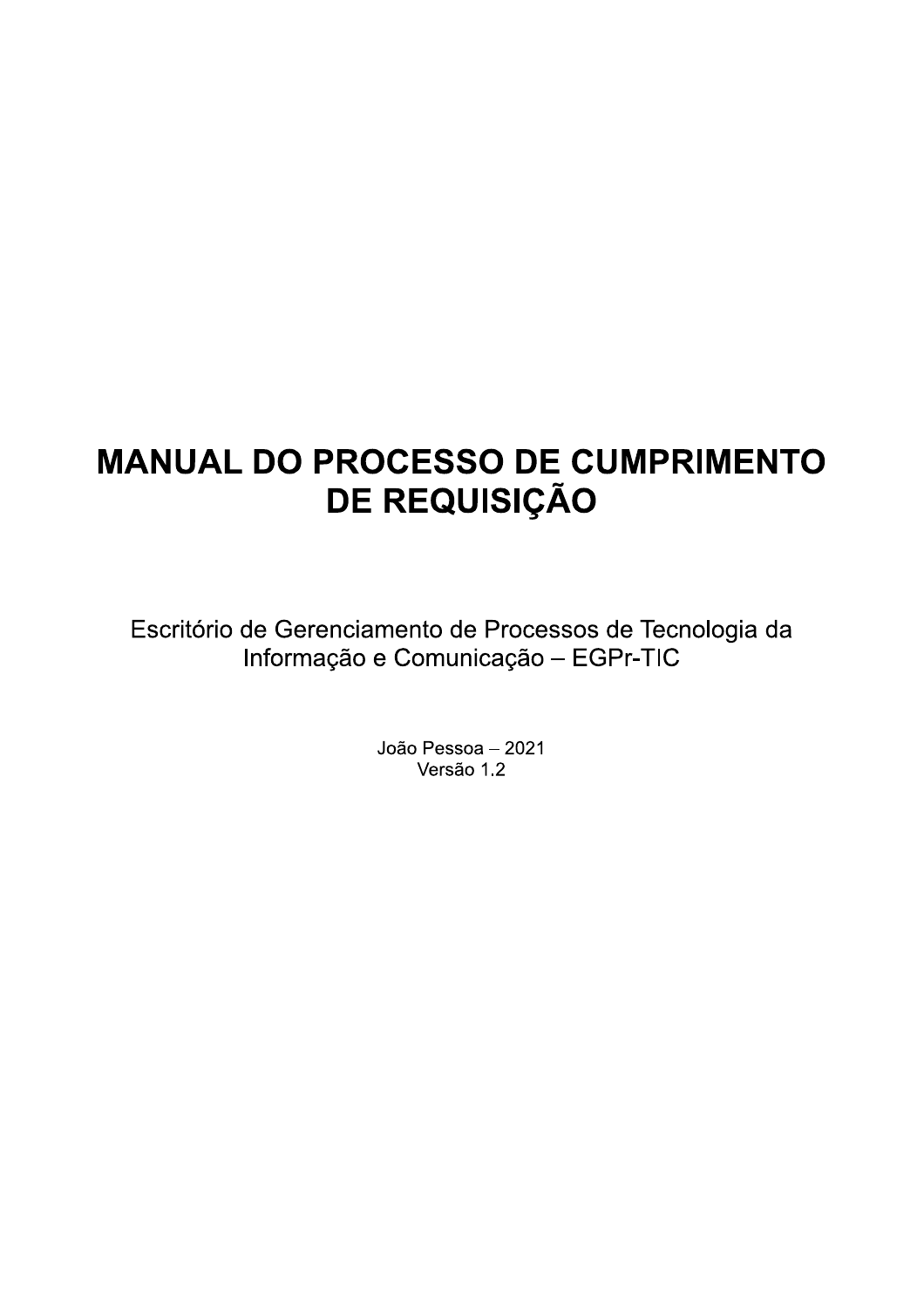# MANUAL DO PROCESSO DE CUMPRIMENTO DE REQUISIÇÃO

Escritório de Gerenciamento de Processos de Tecnologia da Informação e Comunicação – EGPr-TIC

João Pessoa – 2021
Versão 1.2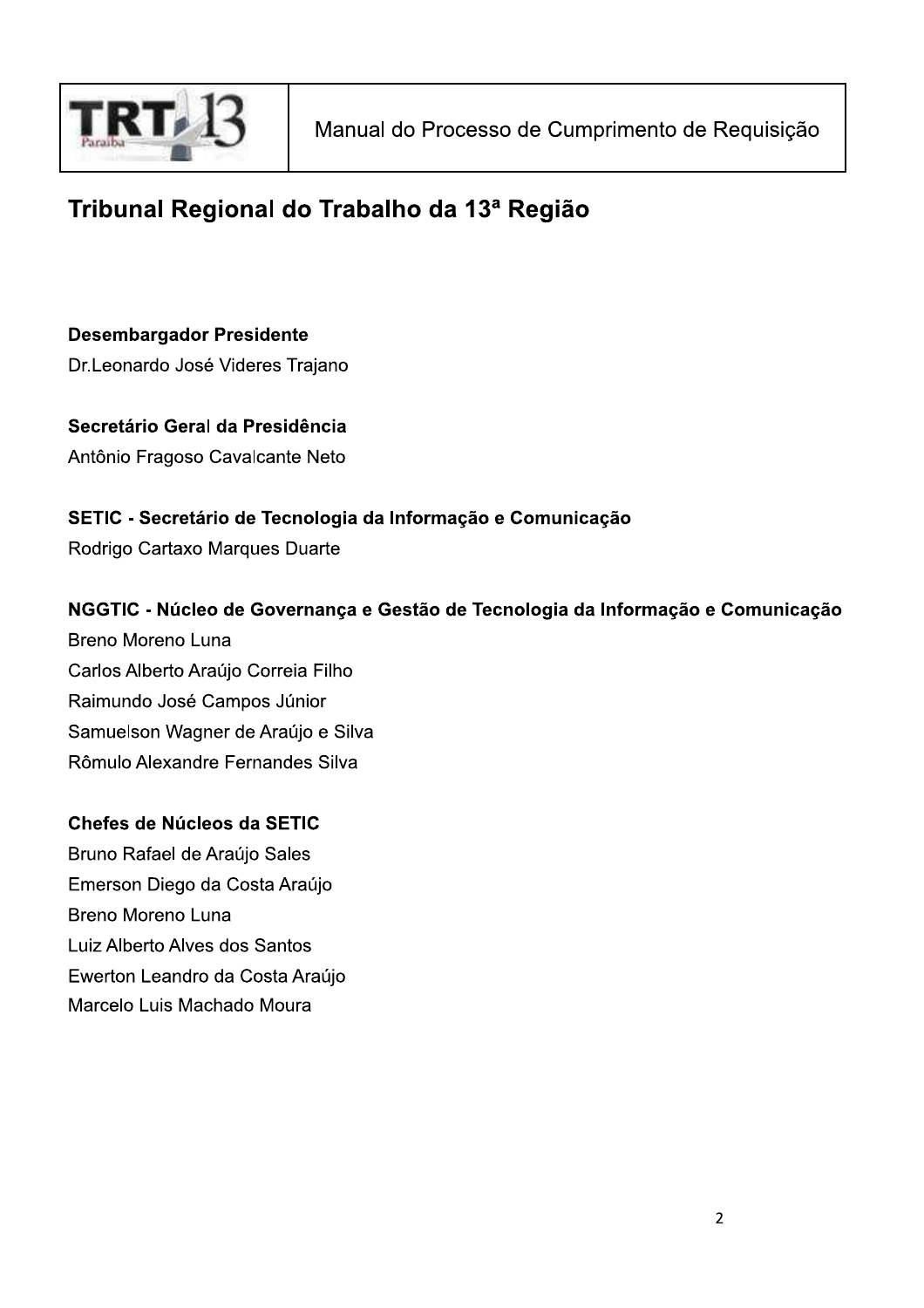# Tribunal Regional do Trabalho da 13ª Região

**Desembargador Presidente**
Dr.Leonardo José Videres Trajano

**Secretário Geral da Presidência**
Antônio Fragoso Cavalcante Neto

**SETIC - Secretário de Tecnologia da Informação e Comunicação**
Rodrigo Cartaxo Marques Duarte

**NGGTIC - Núcleo de Governança e Gestão de Tecnologia da Informação e Comunicação**
Breno Moreno Luna
Carlos Alberto Araújo Correia Filho
Raimundo José Campos Júnior
Samuelson Wagner de Araújo e Silva
Rômulo Alexandre Fernandes Silva

**Chefes de Núcleos da SETIC**
Bruno Rafael de Araújo Sales
Emerson Diego da Costa Araújo
Breno Moreno Luna
Luiz Alberto Alves dos Santos
Ewerton Leandro da Costa Araújo
Marcelo Luis Machado Moura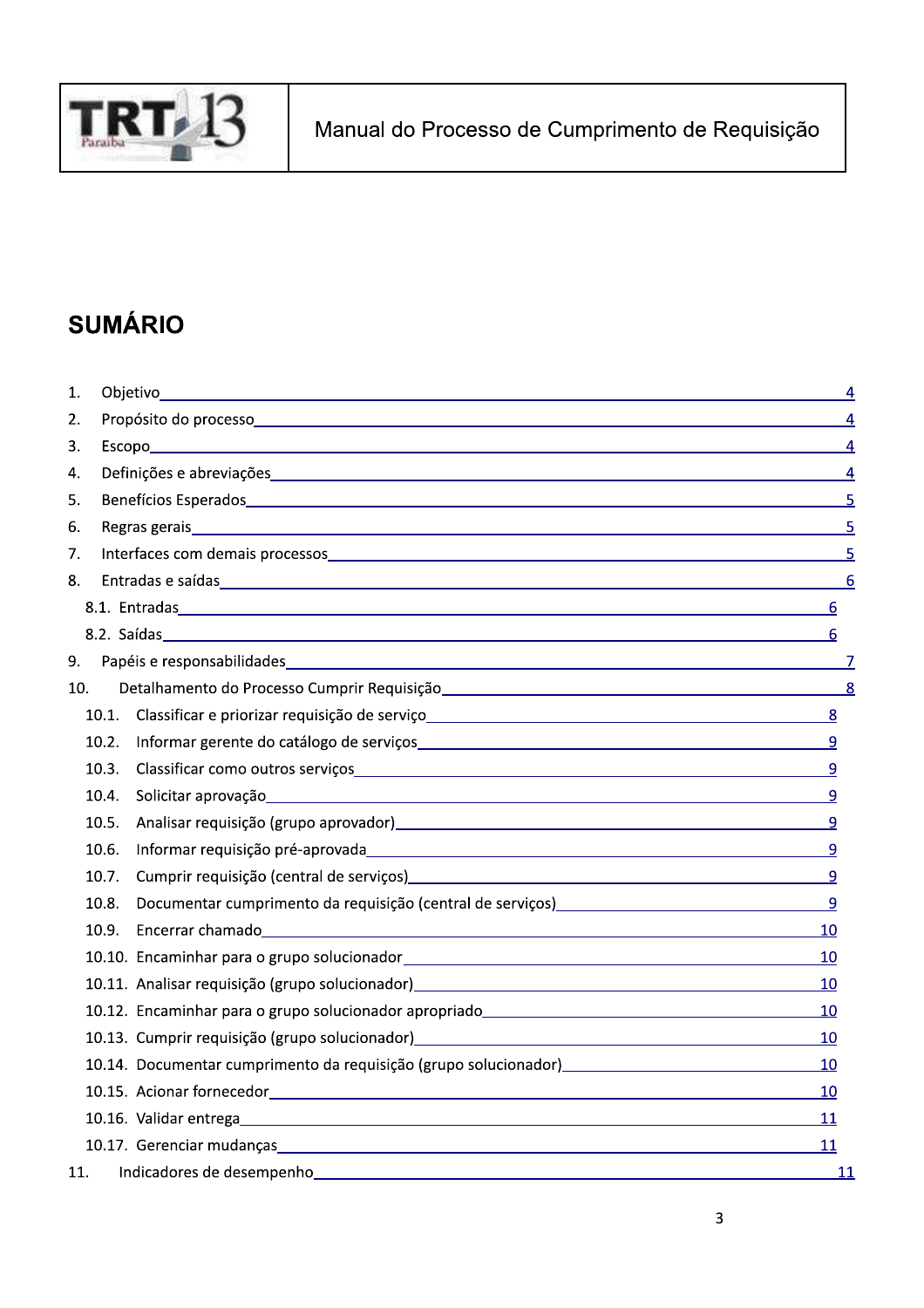# SUMÁRIO

1. Objetivo 4
2. Propósito do processo 4
3. Escopo 4
4. Definições e abreviações 4
5. Benefícios Esperados 5
6. Regras gerais 5
7. Interfaces com demais processos 5
8. Entradas e saídas 6
   - 8.1. Entradas 6
   - 8.2. Saídas 6
9. Papéis e responsabilidades 7
10. Detalhamento do Processo Cumprir Requisição 8
    - 10.1. Classificar e priorizar requisição de serviço 8
    - 10.2. Informar gerente do catálogo de serviços 9
    - 10.3. Classificar como outros serviços 9
    - 10.4. Solicitar aprovação 9
    - 10.5. Analisar requisição (grupo aprovador) 9
    - 10.6. Informar requisição pré-aprovada 9
    - 10.7. Cumprir requisição (central de serviços) 9
    - 10.8. Documentar cumprimento da requisição (central de serviços) 9
    - 10.9. Encerrar chamado 10
    - 10.10. Encaminhar para o grupo solucionador 10
    - 10.11. Analisar requisição (grupo solucionador) 10
    - 10.12. Encaminhar para o grupo solucionador apropriado 10
    - 10.13. Cumprir requisição (grupo solucionador) 10
    - 10.14. Documentar cumprimento da requisição (grupo solucionador) 10
    - 10.15. Acionar fornecedor 10
    - 10.16. Validar entrega 11
    - 10.17. Gerenciar mudanças 11
11. Indicadores de desempenho 11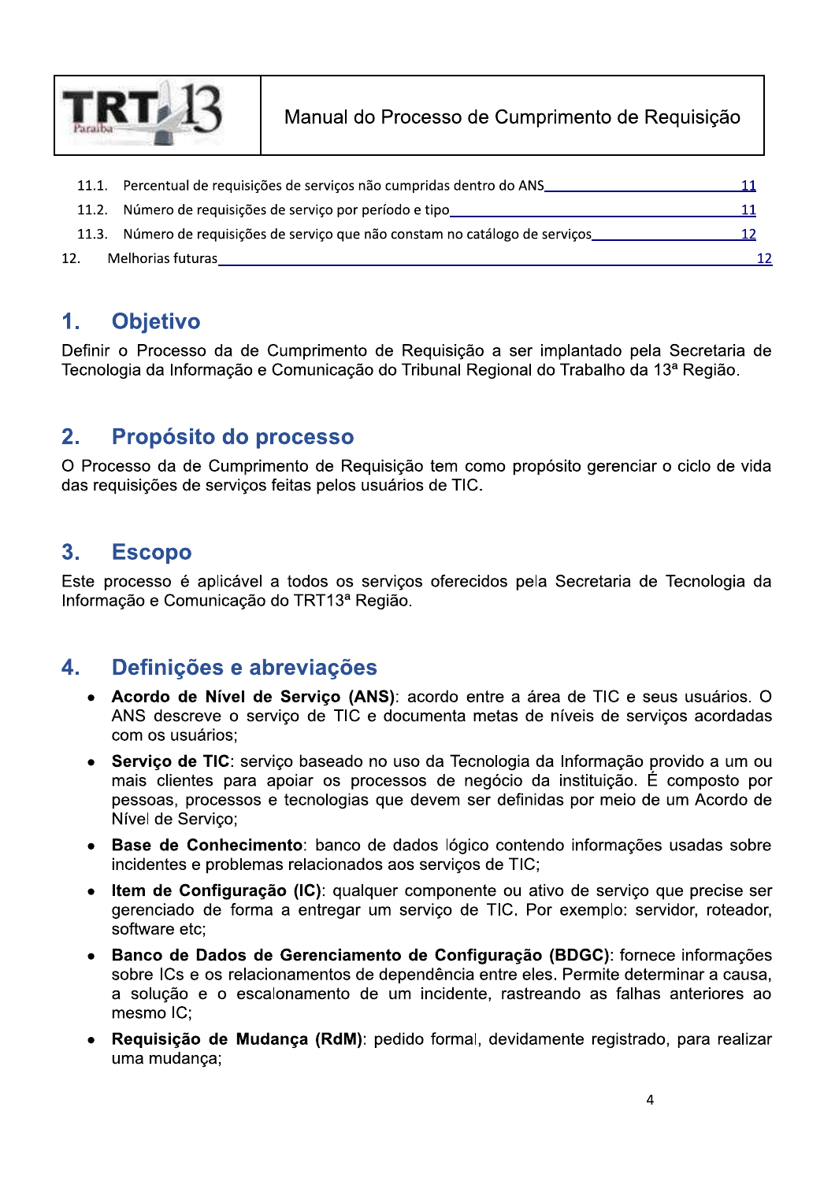11.1. Percentual de requisições de serviços não cumpridas dentro do ANS ____ 11

11.2. Número de requisições de serviço por período e tipo ____ 11

11.3. Número de requisições de serviço que não constam no catálogo de serviços ____ 12

12. Melhorias futuras ____ 12

# 1. Objetivo

Definir o Processo da de Cumprimento de Requisição a ser implantado pela Secretaria de Tecnologia da Informação e Comunicação do Tribunal Regional do Trabalho da 13ª Região.

# 2. Propósito do processo

O Processo da de Cumprimento de Requisição tem como propósito gerenciar o ciclo de vida das requisições de serviços feitas pelos usuários de TIC.

# 3. Escopo

Este processo é aplicável a todos os serviços oferecidos pela Secretaria de Tecnologia da Informação e Comunicação do TRT13ª Região.

# 4. Definições e abreviações

- **Acordo de Nível de Serviço (ANS)**: acordo entre a área de TIC e seus usuários. O ANS descreve o serviço de TIC e documenta metas de níveis de serviços acordadas com os usuários;
- **Serviço de TIC**: serviço baseado no uso da Tecnologia da Informação provido a um ou mais clientes para apoiar os processos de negócio da instituição. É composto por pessoas, processos e tecnologias que devem ser definidas por meio de um Acordo de Nível de Serviço;
- **Base de Conhecimento**: banco de dados lógico contendo informações usadas sobre incidentes e problemas relacionados aos serviços de TIC;
- **Item de Configuração (IC)**: qualquer componente ou ativo de serviço que precise ser gerenciado de forma a entregar um serviço de TIC. Por exemplo: servidor, roteador, software etc;
- **Banco de Dados de Gerenciamento de Configuração (BDGC)**: fornece informações sobre ICs e os relacionamentos de dependência entre eles. Permite determinar a causa, a solução e o escalonamento de um incidente, rastreando as falhas anteriores ao mesmo IC;
- **Requisição de Mudança (RdM)**: pedido formal, devidamente registrado, para realizar uma mudança;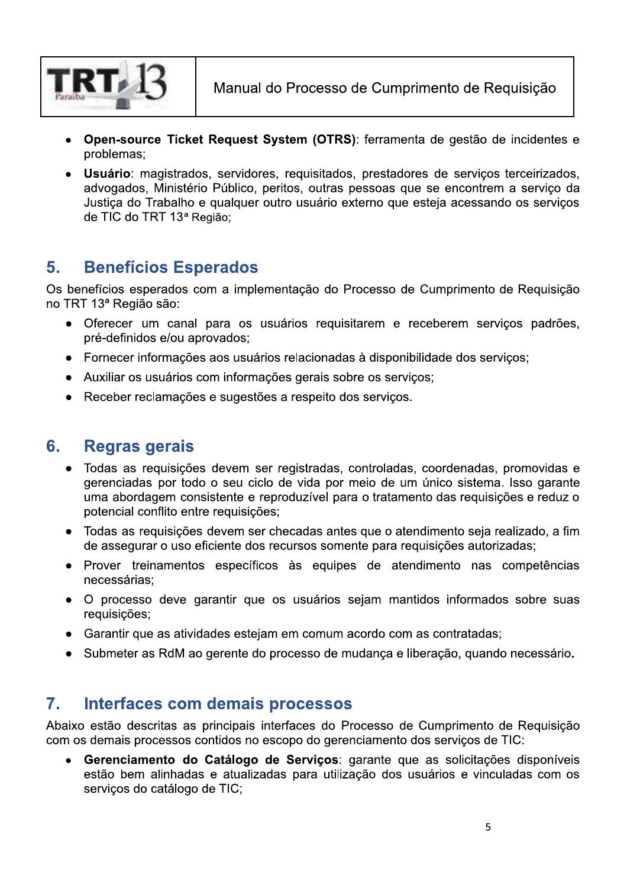- **Open-source Ticket Request System (OTRS)**: ferramenta de gestão de incidentes e problemas;
- **Usuário**: magistrados, servidores, requisitados, prestadores de serviços terceirizados, advogados, Ministério Público, peritos, outras pessoas que se encontrem a serviço da Justiça do Trabalho e qualquer outro usuário externo que esteja acessando os serviços de TIC do TRT 13ª Região;

## 5. Benefícios Esperados

Os benefícios esperados com a implementação do Processo de Cumprimento de Requisição no TRT 13ª Região são:

- Oferecer um canal para os usuários requisitarem e receberem serviços padrões, pré-definidos e/ou aprovados;
- Fornecer informações aos usuários relacionadas à disponibilidade dos serviços;
- Auxiliar os usuários com informações gerais sobre os serviços;
- Receber reclamações e sugestões a respeito dos serviços.

## 6. Regras gerais

- Todas as requisições devem ser registradas, controladas, coordenadas, promovidas e gerenciadas por todo o seu ciclo de vida por meio de um único sistema. Isso garante uma abordagem consistente e reproduzível para o tratamento das requisições e reduz o potencial conflito entre requisições;
- Todas as requisições devem ser checadas antes que o atendimento seja realizado, a fim de assegurar o uso eficiente dos recursos somente para requisições autorizadas;
- Prover treinamentos específicos às equipes de atendimento nas competências necessárias;
- O processo deve garantir que os usuários sejam mantidos informados sobre suas requisições;
- Garantir que as atividades estejam em comum acordo com as contratadas;
- Submeter as RdM ao gerente do processo de mudança e liberação, quando necessário.

## 7. Interfaces com demais processos

Abaixo estão descritas as principais interfaces do Processo de Cumprimento de Requisição com os demais processos contidos no escopo do gerenciamento dos serviços de TIC:

- **Gerenciamento do Catálogo de Serviços**: garante que as solicitações disponíveis estão bem alinhadas e atualizadas para utilização dos usuários e vinculadas com os serviços do catálogo de TIC;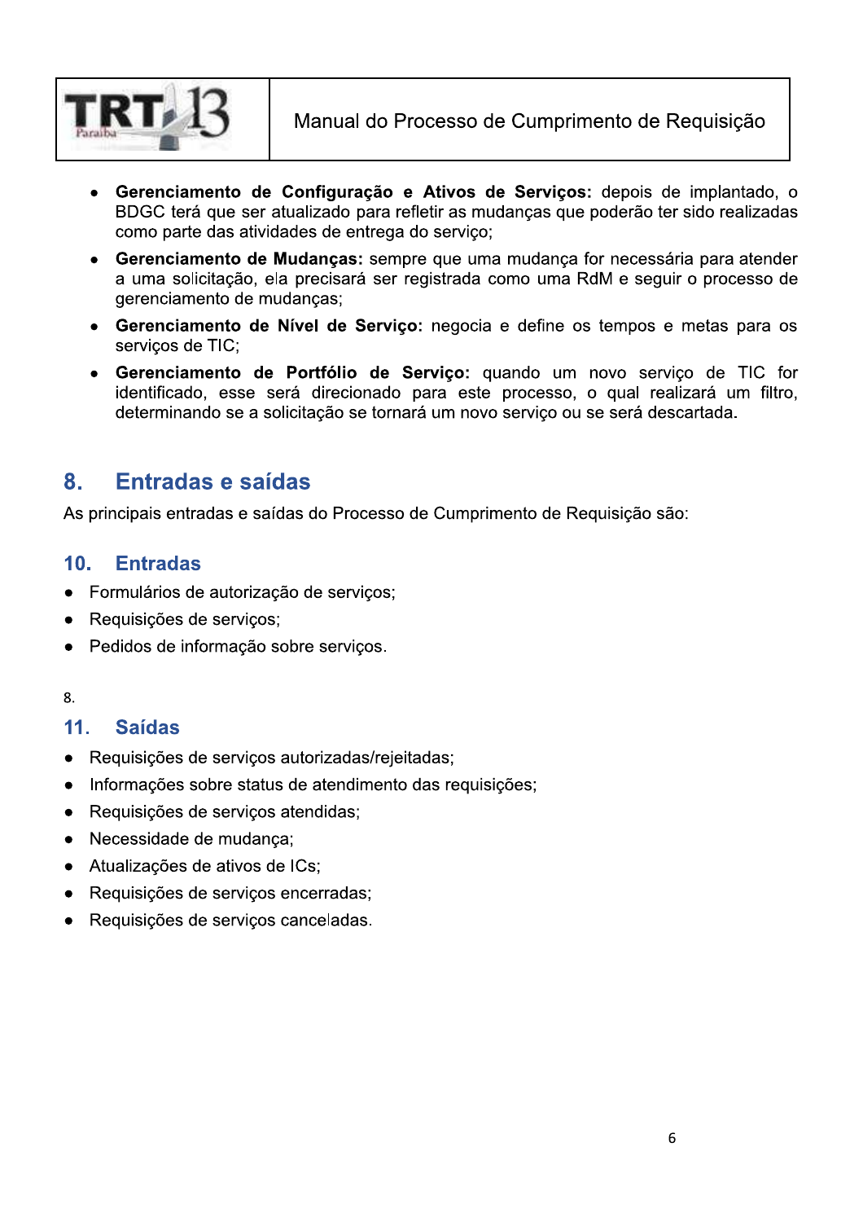- **Gerenciamento de Configuração e Ativos de Serviços:** depois de implantado, o BDGC terá que ser atualizado para refletir as mudanças que poderão ter sido realizadas como parte das atividades de entrega do serviço;
- **Gerenciamento de Mudanças:** sempre que uma mudança for necessária para atender a uma solicitação, ela precisará ser registrada como uma RdM e seguir o processo de gerenciamento de mudanças;
- **Gerenciamento de Nível de Serviço:** negocia e define os tempos e metas para os serviços de TIC;
- **Gerenciamento de Portfólio de Serviço:** quando um novo serviço de TIC for identificado, esse será direcionado para este processo, o qual realizará um filtro, determinando se a solicitação se tornará um novo serviço ou se será descartada.

## 8. Entradas e saídas

As principais entradas e saídas do Processo de Cumprimento de Requisição são:

### 10. Entradas

- Formulários de autorização de serviços;
- Requisições de serviços;
- Pedidos de informação sobre serviços.

8.

### 11. Saídas

- Requisições de serviços autorizadas/rejeitadas;
- Informações sobre status de atendimento das requisições;
- Requisições de serviços atendidas;
- Necessidade de mudança;
- Atualizações de ativos de ICs;
- Requisições de serviços encerradas;
- Requisições de serviços canceladas.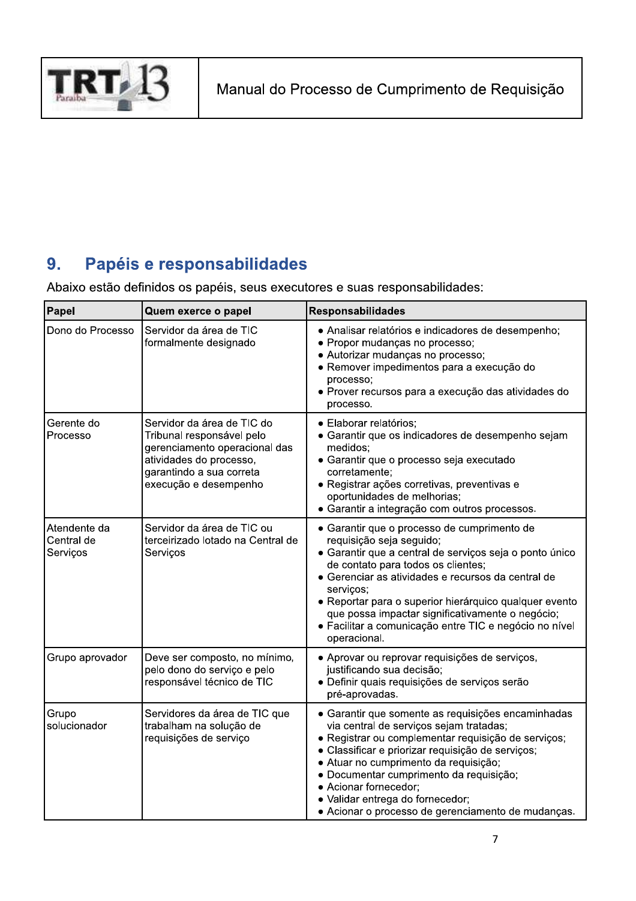## 9. Papéis e responsabilidades

Abaixo estão definidos os papéis, seus executores e suas responsabilidades:

| Papel | Quem exerce o papel | Responsabilidades |
|---|---|---|
| Dono do Processo | Servidor da área de TIC formalmente designado | • Analisar relatórios e indicadores de desempenho;<br>• Propor mudanças no processo;<br>• Autorizar mudanças no processo;<br>• Remover impedimentos para a execução do processo;<br>• Prover recursos para a execução das atividades do processo. |
| Gerente do Processo | Servidor da área de TIC do Tribunal responsável pelo gerenciamento operacional das atividades do processo, garantindo a sua correta execução e desempenho | • Elaborar relatórios;<br>• Garantir que os indicadores de desempenho sejam medidos;<br>• Garantir que o processo seja executado corretamente;<br>• Registrar ações corretivas, preventivas e oportunidades de melhorias;<br>• Garantir a integração com outros processos. |
| Atendente da Central de Serviços | Servidor da área de TIC ou terceirizado lotado na Central de Serviços | • Garantir que o processo de cumprimento de requisição seja seguido;<br>• Garantir que a central de serviços seja o ponto único de contato para todos os clientes;<br>• Gerenciar as atividades e recursos da central de serviços;<br>• Reportar para o superior hierárquico qualquer evento que possa impactar significativamente o negócio;<br>• Facilitar a comunicação entre TIC e negócio no nível operacional. |
| Grupo aprovador | Deve ser composto, no mínimo, pelo dono do serviço e pelo responsável técnico de TIC | • Aprovar ou reprovar requisições de serviços, justificando sua decisão;<br>• Definir quais requisições de serviços serão pré-aprovadas. |
| Grupo solucionador | Servidores da área de TIC que trabalham na solução de requisições de serviço | • Garantir que somente as requisições encaminhadas via central de serviços sejam tratadas;<br>• Registrar ou complementar requisição de serviços;<br>• Classificar e priorizar requisição de serviços;<br>• Atuar no cumprimento da requisição;<br>• Documentar cumprimento da requisição;<br>• Acionar fornecedor;<br>• Validar entrega do fornecedor;<br>• Acionar o processo de gerenciamento de mudanças. |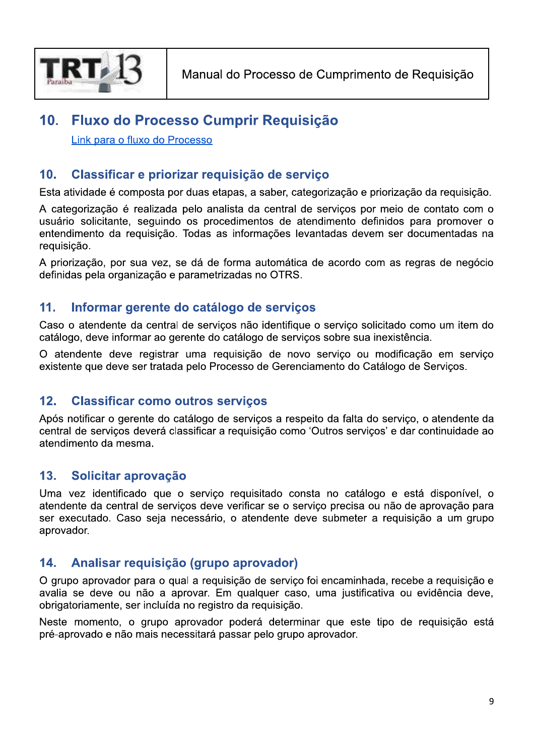## 10. Fluxo do Processo Cumprir Requisição

Link para o fluxo do Processo

## 10. Classificar e priorizar requisição de serviço

Esta atividade é composta por duas etapas, a saber, categorização e priorização da requisição.

A categorização é realizada pelo analista da central de serviços por meio de contato com o usuário solicitante, seguindo os procedimentos de atendimento definidos para promover o entendimento da requisição. Todas as informações levantadas devem ser documentadas na requisição.

A priorização, por sua vez, se dá de forma automática de acordo com as regras de negócio definidas pela organização e parametrizadas no OTRS.

## 11. Informar gerente do catálogo de serviços

Caso o atendente da central de serviços não identifique o serviço solicitado como um item do catálogo, deve informar ao gerente do catálogo de serviços sobre sua inexistência.

O atendente deve registrar uma requisição de novo serviço ou modificação em serviço existente que deve ser tratada pelo Processo de Gerenciamento do Catálogo de Serviços.

## 12. Classificar como outros serviços

Após notificar o gerente do catálogo de serviços a respeito da falta do serviço, o atendente da central de serviços deverá classificar a requisição como 'Outros serviços' e dar continuidade ao atendimento da mesma.

## 13. Solicitar aprovação

Uma vez identificado que o serviço requisitado consta no catálogo e está disponível, o atendente da central de serviços deve verificar se o serviço precisa ou não de aprovação para ser executado. Caso seja necessário, o atendente deve submeter a requisição a um grupo aprovador.

## 14. Analisar requisição (grupo aprovador)

O grupo aprovador para o qual a requisição de serviço foi encaminhada, recebe a requisição e avalia se deve ou não a aprovar. Em qualquer caso, uma justificativa ou evidência deve, obrigatoriamente, ser incluída no registro da requisição.

Neste momento, o grupo aprovador poderá determinar que este tipo de requisição está pré-aprovado e não mais necessitará passar pelo grupo aprovador.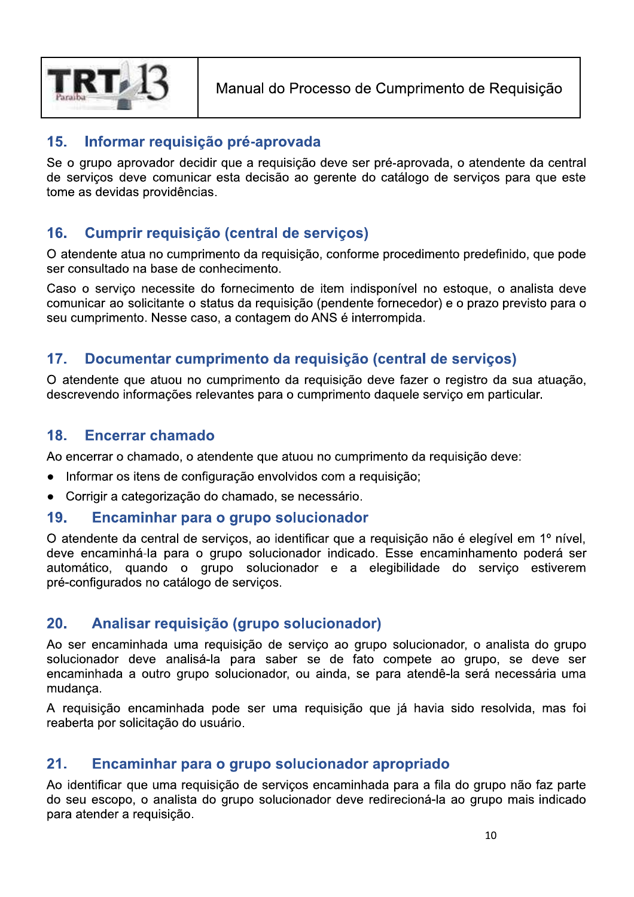## 15. Informar requisição pré-aprovada

Se o grupo aprovador decidir que a requisição deve ser pré-aprovada, o atendente da central de serviços deve comunicar esta decisão ao gerente do catálogo de serviços para que este tome as devidas providências.

## 16. Cumprir requisição (central de serviços)

O atendente atua no cumprimento da requisição, conforme procedimento predefinido, que pode ser consultado na base de conhecimento.

Caso o serviço necessite do fornecimento de item indisponível no estoque, o analista deve comunicar ao solicitante o status da requisição (pendente fornecedor) e o prazo previsto para o seu cumprimento. Nesse caso, a contagem do ANS é interrompida.

## 17. Documentar cumprimento da requisição (central de serviços)

O atendente que atuou no cumprimento da requisição deve fazer o registro da sua atuação, descrevendo informações relevantes para o cumprimento daquele serviço em particular.

## 18. Encerrar chamado

Ao encerrar o chamado, o atendente que atuou no cumprimento da requisição deve:

- Informar os itens de configuração envolvidos com a requisição;
- Corrigir a categorização do chamado, se necessário.

## 19. Encaminhar para o grupo solucionador

O atendente da central de serviços, ao identificar que a requisição não é elegível em 1º nível, deve encaminhá-la para o grupo solucionador indicado. Esse encaminhamento poderá ser automático, quando o grupo solucionador e a elegibilidade do serviço estiverem pré-configurados no catálogo de serviços.

## 20. Analisar requisição (grupo solucionador)

Ao ser encaminhada uma requisição de serviço ao grupo solucionador, o analista do grupo solucionador deve analisá-la para saber se de fato compete ao grupo, se deve ser encaminhada a outro grupo solucionador, ou ainda, se para atendê-la será necessária uma mudança.

A requisição encaminhada pode ser uma requisição que já havia sido resolvida, mas foi reaberta por solicitação do usuário.

## 21. Encaminhar para o grupo solucionador apropriado

Ao identificar que uma requisição de serviços encaminhada para a fila do grupo não faz parte do seu escopo, o analista do grupo solucionador deve redirecioná-la ao grupo mais indicado para atender a requisição.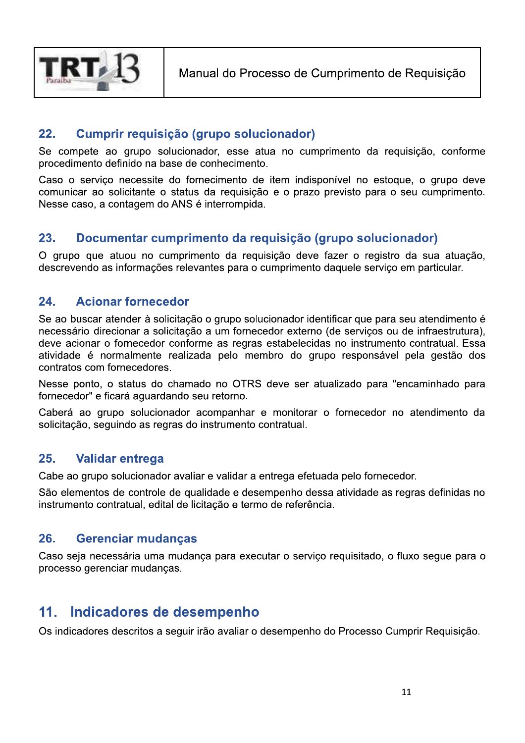### 22. Cumprir requisição (grupo solucionador)

Se compete ao grupo solucionador, esse atua no cumprimento da requisição, conforme procedimento definido na base de conhecimento.

Caso o serviço necessite do fornecimento de item indisponível no estoque, o grupo deve comunicar ao solicitante o status da requisição e o prazo previsto para o seu cumprimento. Nesse caso, a contagem do ANS é interrompida.

### 23. Documentar cumprimento da requisição (grupo solucionador)

O grupo que atuou no cumprimento da requisição deve fazer o registro da sua atuação, descrevendo as informações relevantes para o cumprimento daquele serviço em particular.

### 24. Acionar fornecedor

Se ao buscar atender à solicitação o grupo solucionador identificar que para seu atendimento é necessário direcionar a solicitação a um fornecedor externo (de serviços ou de infraestrutura), deve acionar o fornecedor conforme as regras estabelecidas no instrumento contratual. Essa atividade é normalmente realizada pelo membro do grupo responsável pela gestão dos contratos com fornecedores.

Nesse ponto, o status do chamado no OTRS deve ser atualizado para "encaminhado para fornecedor" e ficará aguardando seu retorno.

Caberá ao grupo solucionador acompanhar e monitorar o fornecedor no atendimento da solicitação, seguindo as regras do instrumento contratual.

### 25. Validar entrega

Cabe ao grupo solucionador avaliar e validar a entrega efetuada pelo fornecedor.

São elementos de controle de qualidade e desempenho dessa atividade as regras definidas no instrumento contratual, edital de licitação e termo de referência.

### 26. Gerenciar mudanças

Caso seja necessária uma mudança para executar o serviço requisitado, o fluxo segue para o processo gerenciar mudanças.

## 11. Indicadores de desempenho

Os indicadores descritos a seguir irão avaliar o desempenho do Processo Cumprir Requisição.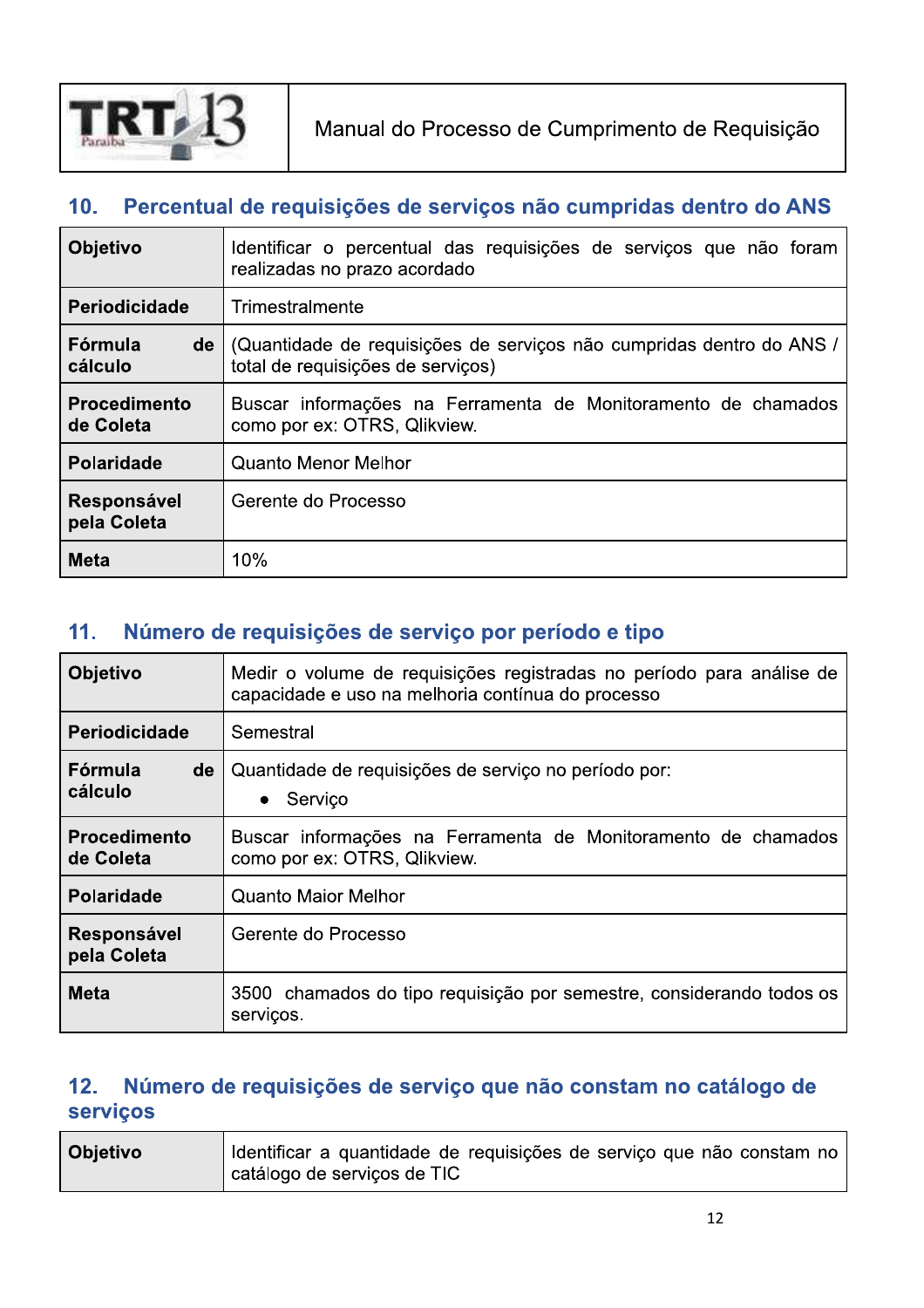## 10. Percentual de requisições de serviços não cumpridas dentro do ANS

| | |
|---|---|
| **Objetivo** | Identificar o percentual das requisições de serviços que não foram realizadas no prazo acordado |
| **Periodicidade** | Trimestralmente |
| **Fórmula de cálculo** | (Quantidade de requisições de serviços não cumpridas dentro do ANS / total de requisições de serviços) |
| **Procedimento de Coleta** | Buscar informações na Ferramenta de Monitoramento de chamados como por ex: OTRS, Qlikview. |
| **Polaridade** | Quanto Menor Melhor |
| **Responsável pela Coleta** | Gerente do Processo |
| **Meta** | 10% |

## 11. Número de requisições de serviço por período e tipo

| | |
|---|---|
| **Objetivo** | Medir o volume de requisições registradas no período para análise de capacidade e uso na melhoria contínua do processo |
| **Periodicidade** | Semestral |
| **Fórmula de cálculo** | Quantidade de requisições de serviço no período por: <br>• Serviço |
| **Procedimento de Coleta** | Buscar informações na Ferramenta de Monitoramento de chamados como por ex: OTRS, Qlikview. |
| **Polaridade** | Quanto Maior Melhor |
| **Responsável pela Coleta** | Gerente do Processo |
| **Meta** | 3500 chamados do tipo requisição por semestre, considerando todos os serviços. |

## 12. Número de requisições de serviço que não constam no catálogo de serviços

| | |
|---|---|
| **Objetivo** | Identificar a quantidade de requisições de serviço que não constam no catálogo de serviços de TIC |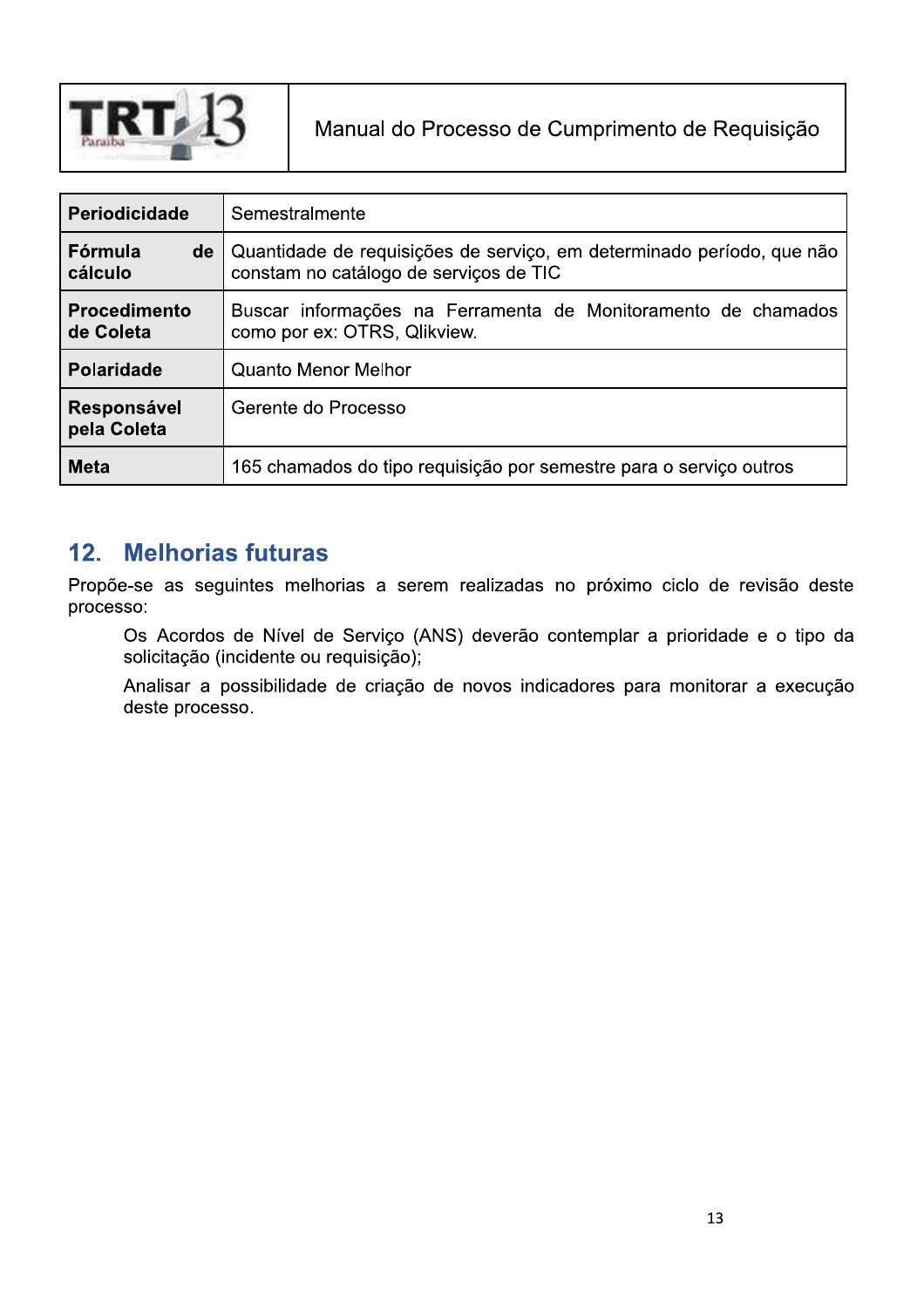| | |
|---|---|
| **Periodicidade** | Semestralmente |
| **Fórmula de cálculo** | Quantidade de requisições de serviço, em determinado período, que não constam no catálogo de serviços de TIC |
| **Procedimento de Coleta** | Buscar informações na Ferramenta de Monitoramento de chamados como por ex: OTRS, Qlikview. |
| **Polaridade** | Quanto Menor Melhor |
| **Responsável pela Coleta** | Gerente do Processo |
| **Meta** | 165 chamados do tipo requisição por semestre para o serviço outros |

## 12. Melhorias futuras

Propõe-se as seguintes melhorias a serem realizadas no próximo ciclo de revisão deste processo:

Os Acordos de Nível de Serviço (ANS) deverão contemplar a prioridade e o tipo da solicitação (incidente ou requisição);

Analisar a possibilidade de criação de novos indicadores para monitorar a execução deste processo.